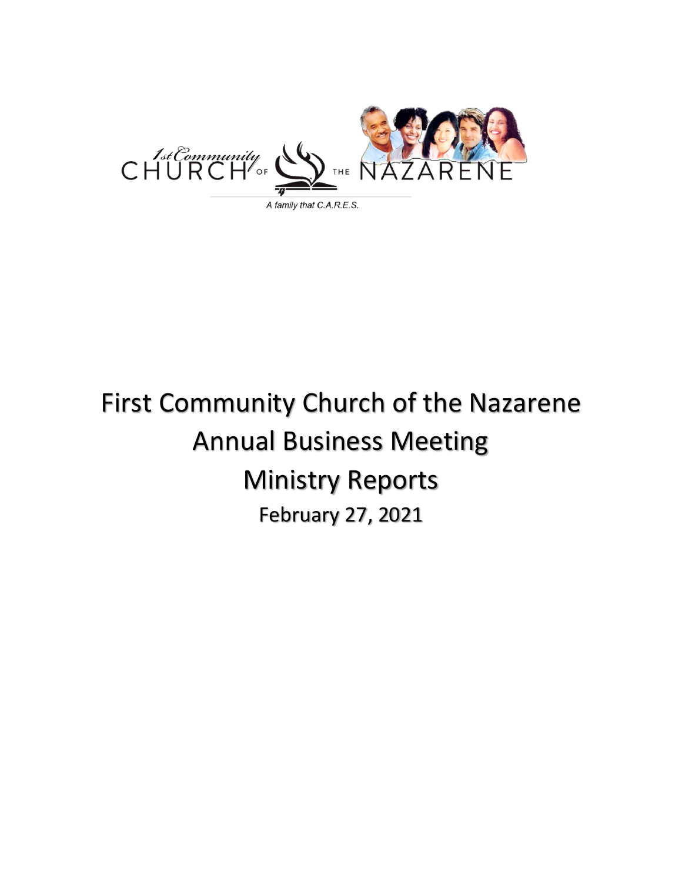1st Community CHURCH OF THE NAZARENE

*A family that C.A.R.E.S.*

# First Community Church of the Nazarene
# Annual Business Meeting
# Ministry Reports
## February 27, 2021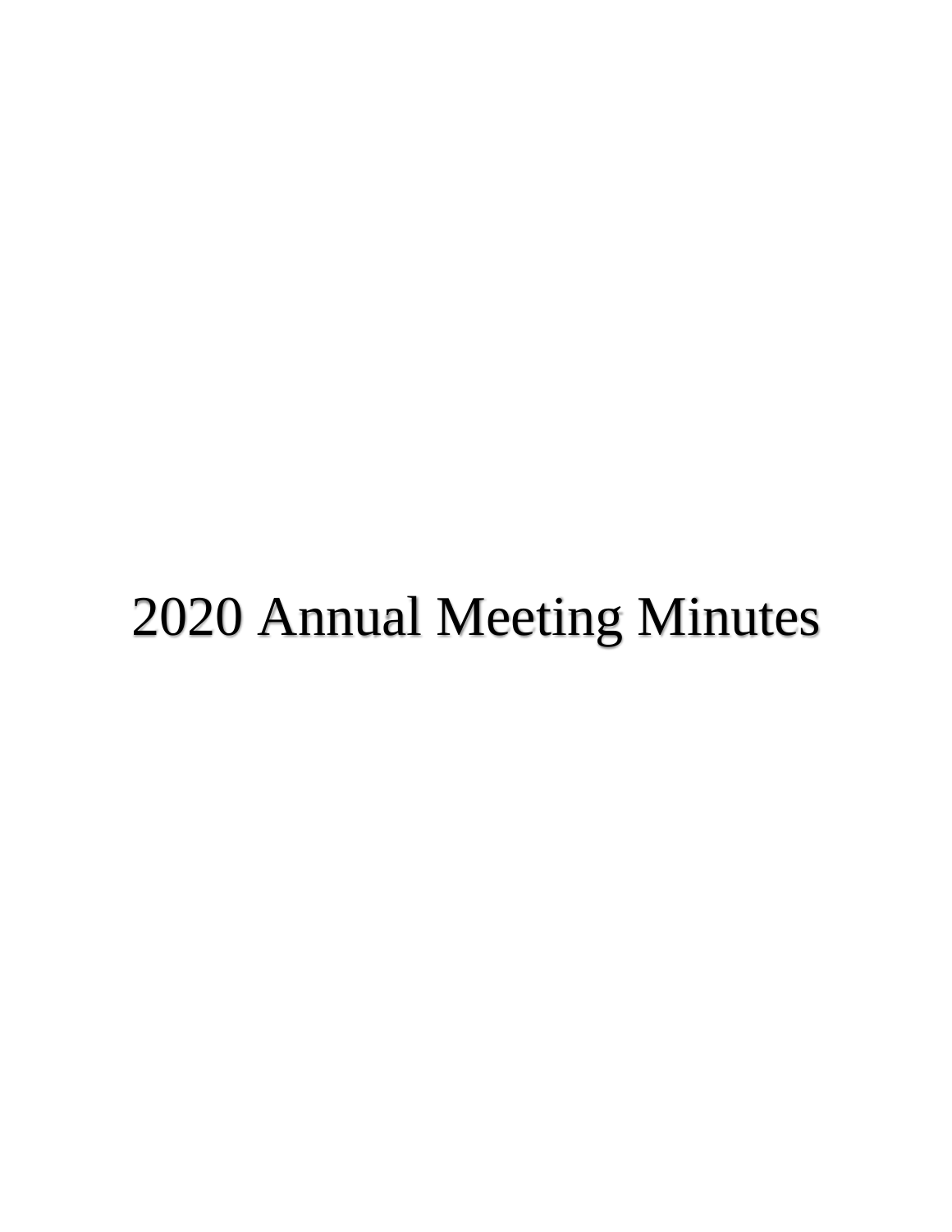# 2020 Annual Meeting Minutes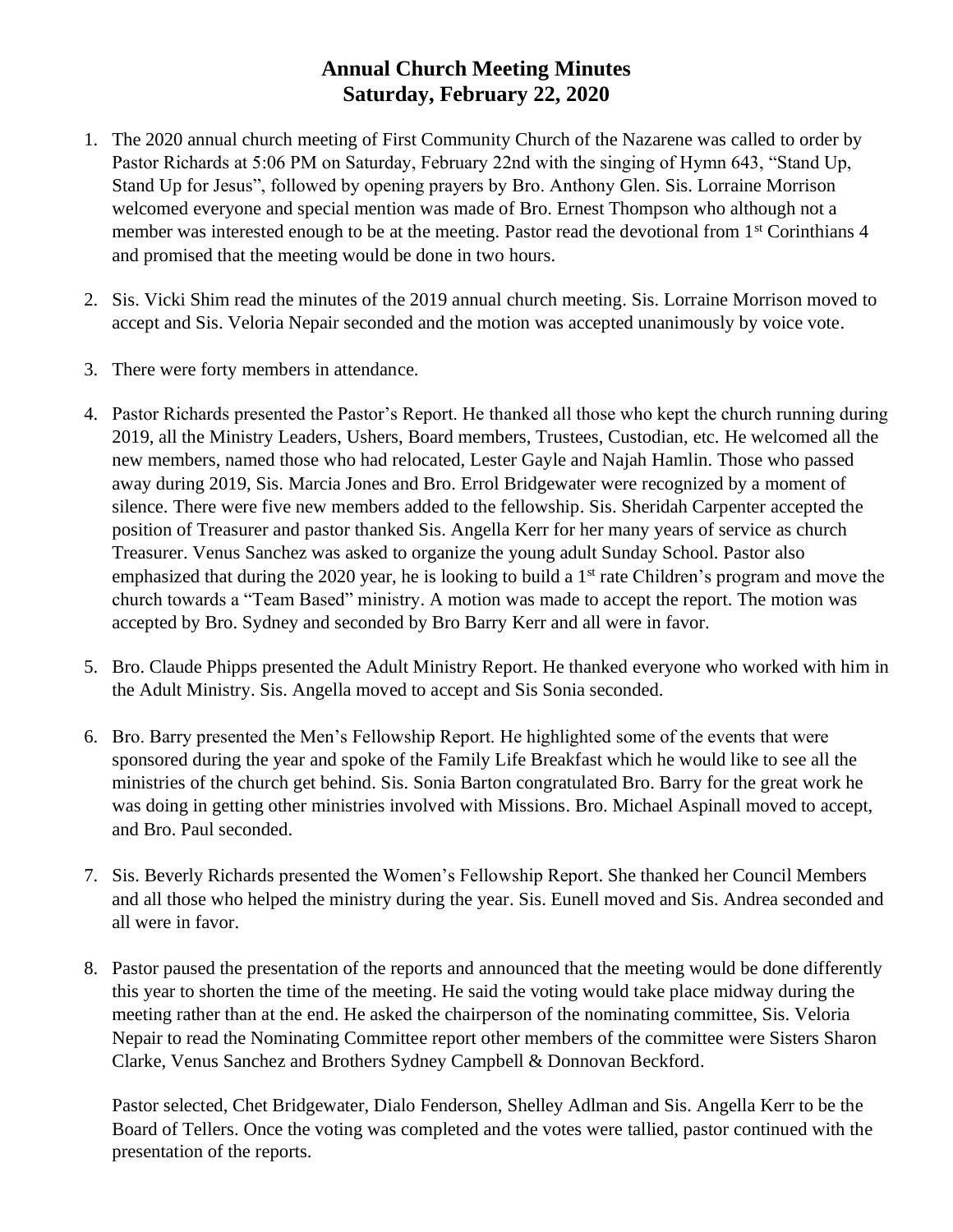# Annual Church Meeting Minutes
## Saturday, February 22, 2020

1. The 2020 annual church meeting of First Community Church of the Nazarene was called to order by Pastor Richards at 5:06 PM on Saturday, February 22nd with the singing of Hymn 643, "Stand Up, Stand Up for Jesus", followed by opening prayers by Bro. Anthony Glen. Sis. Lorraine Morrison welcomed everyone and special mention was made of Bro. Ernest Thompson who although not a member was interested enough to be at the meeting. Pastor read the devotional from 1st Corinthians 4 and promised that the meeting would be done in two hours.

2. Sis. Vicki Shim read the minutes of the 2019 annual church meeting. Sis. Lorraine Morrison moved to accept and Sis. Veloria Nepair seconded and the motion was accepted unanimously by voice vote.

3. There were forty members in attendance.

4. Pastor Richards presented the Pastor's Report. He thanked all those who kept the church running during 2019, all the Ministry Leaders, Ushers, Board members, Trustees, Custodian, etc. He welcomed all the new members, named those who had relocated, Lester Gayle and Najah Hamlin. Those who passed away during 2019, Sis. Marcia Jones and Bro. Errol Bridgewater were recognized by a moment of silence. There were five new members added to the fellowship. Sis. Sheridah Carpenter accepted the position of Treasurer and pastor thanked Sis. Angella Kerr for her many years of service as church Treasurer. Venus Sanchez was asked to organize the young adult Sunday School. Pastor also emphasized that during the 2020 year, he is looking to build a 1st rate Children's program and move the church towards a "Team Based" ministry. A motion was made to accept the report. The motion was accepted by Bro. Sydney and seconded by Bro Barry Kerr and all were in favor.

5. Bro. Claude Phipps presented the Adult Ministry Report. He thanked everyone who worked with him in the Adult Ministry. Sis. Angella moved to accept and Sis Sonia seconded.

6. Bro. Barry presented the Men's Fellowship Report. He highlighted some of the events that were sponsored during the year and spoke of the Family Life Breakfast which he would like to see all the ministries of the church get behind. Sis. Sonia Barton congratulated Bro. Barry for the great work he was doing in getting other ministries involved with Missions. Bro. Michael Aspinall moved to accept, and Bro. Paul seconded.

7. Sis. Beverly Richards presented the Women's Fellowship Report. She thanked her Council Members and all those who helped the ministry during the year. Sis. Eunell moved and Sis. Andrea seconded and all were in favor.

8. Pastor paused the presentation of the reports and announced that the meeting would be done differently this year to shorten the time of the meeting. He said the voting would take place midway during the meeting rather than at the end. He asked the chairperson of the nominating committee, Sis. Veloria Nepair to read the Nominating Committee report other members of the committee were Sisters Sharon Clarke, Venus Sanchez and Brothers Sydney Campbell & Donnovan Beckford.

   Pastor selected, Chet Bridgewater, Dialo Fenderson, Shelley Adlman and Sis. Angella Kerr to be the Board of Tellers. Once the voting was completed and the votes were tallied, pastor continued with the presentation of the reports.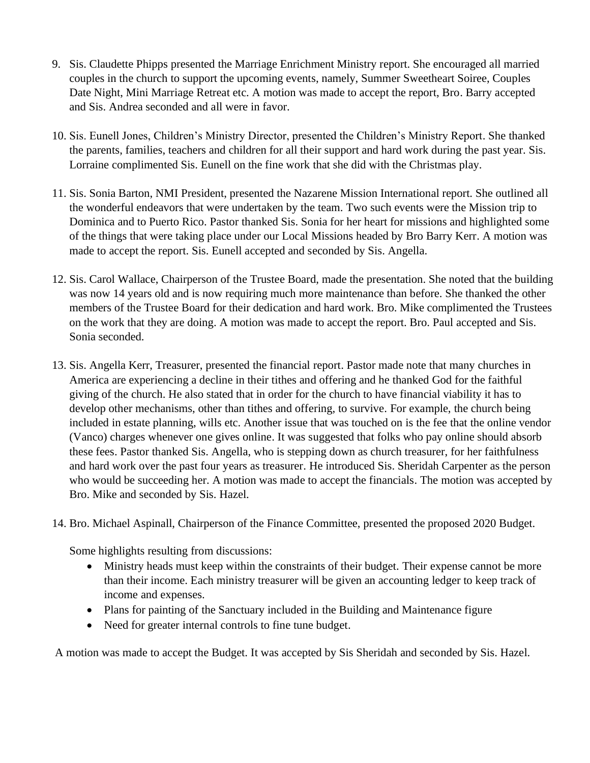9. Sis. Claudette Phipps presented the Marriage Enrichment Ministry report. She encouraged all married couples in the church to support the upcoming events, namely, Summer Sweetheart Soiree, Couples Date Night, Mini Marriage Retreat etc. A motion was made to accept the report, Bro. Barry accepted and Sis. Andrea seconded and all were in favor.

10. Sis. Eunell Jones, Children's Ministry Director, presented the Children's Ministry Report. She thanked the parents, families, teachers and children for all their support and hard work during the past year. Sis. Lorraine complimented Sis. Eunell on the fine work that she did with the Christmas play.

11. Sis. Sonia Barton, NMI President, presented the Nazarene Mission International report. She outlined all the wonderful endeavors that were undertaken by the team. Two such events were the Mission trip to Dominica and to Puerto Rico. Pastor thanked Sis. Sonia for her heart for missions and highlighted some of the things that were taking place under our Local Missions headed by Bro Barry Kerr. A motion was made to accept the report. Sis. Eunell accepted and seconded by Sis. Angella.

12. Sis. Carol Wallace, Chairperson of the Trustee Board, made the presentation. She noted that the building was now 14 years old and is now requiring much more maintenance than before. She thanked the other members of the Trustee Board for their dedication and hard work. Bro. Mike complimented the Trustees on the work that they are doing. A motion was made to accept the report. Bro. Paul accepted and Sis. Sonia seconded.

13. Sis. Angella Kerr, Treasurer, presented the financial report. Pastor made note that many churches in America are experiencing a decline in their tithes and offering and he thanked God for the faithful giving of the church. He also stated that in order for the church to have financial viability it has to develop other mechanisms, other than tithes and offering, to survive. For example, the church being included in estate planning, wills etc. Another issue that was touched on is the fee that the online vendor (Vanco) charges whenever one gives online. It was suggested that folks who pay online should absorb these fees. Pastor thanked Sis. Angella, who is stepping down as church treasurer, for her faithfulness and hard work over the past four years as treasurer. He introduced Sis. Sheridah Carpenter as the person who would be succeeding her. A motion was made to accept the financials. The motion was accepted by Bro. Mike and seconded by Sis. Hazel.

14. Bro. Michael Aspinall, Chairperson of the Finance Committee, presented the proposed 2020 Budget.

    Some highlights resulting from discussions:

    - Ministry heads must keep within the constraints of their budget. Their expense cannot be more than their income. Each ministry treasurer will be given an accounting ledger to keep track of income and expenses.
    - Plans for painting of the Sanctuary included in the Building and Maintenance figure
    - Need for greater internal controls to fine tune budget.

A motion was made to accept the Budget. It was accepted by Sis Sheridah and seconded by Sis. Hazel.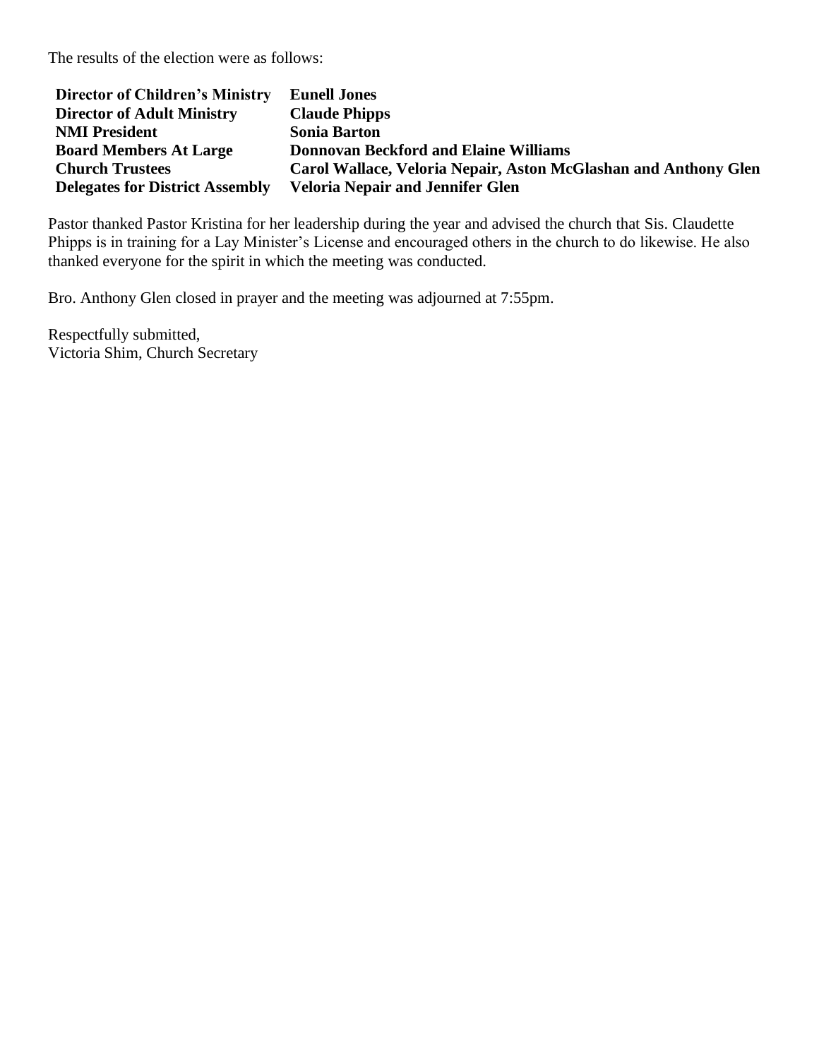The results of the election were as follows:

| | |
|---|---|
| **Director of Children's Ministry** | **Eunell Jones** |
| **Director of Adult Ministry** | **Claude Phipps** |
| **NMI President** | **Sonia Barton** |
| **Board Members At Large** | **Donnovan Beckford and Elaine Williams** |
| **Church Trustees** | **Carol Wallace, Veloria Nepair, Aston McGlashan and Anthony Glen** |
| **Delegates for District Assembly** | **Veloria Nepair and Jennifer Glen** |

Pastor thanked Pastor Kristina for her leadership during the year and advised the church that Sis. Claudette Phipps is in training for a Lay Minister's License and encouraged others in the church to do likewise. He also thanked everyone for the spirit in which the meeting was conducted.

Bro. Anthony Glen closed in prayer and the meeting was adjourned at 7:55pm.

Respectfully submitted,
Victoria Shim, Church Secretary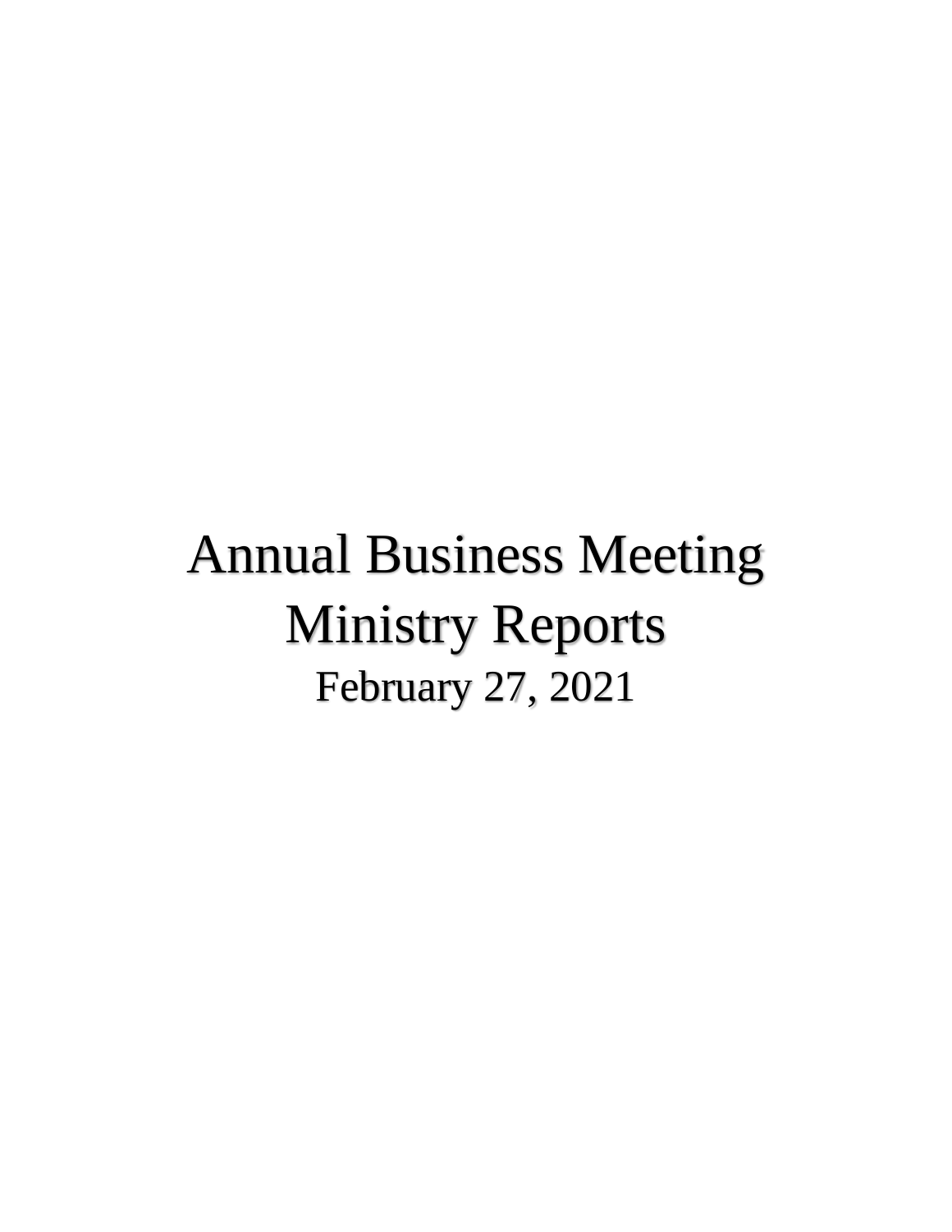# Annual Business Meeting
# Ministry Reports
## February 27, 2021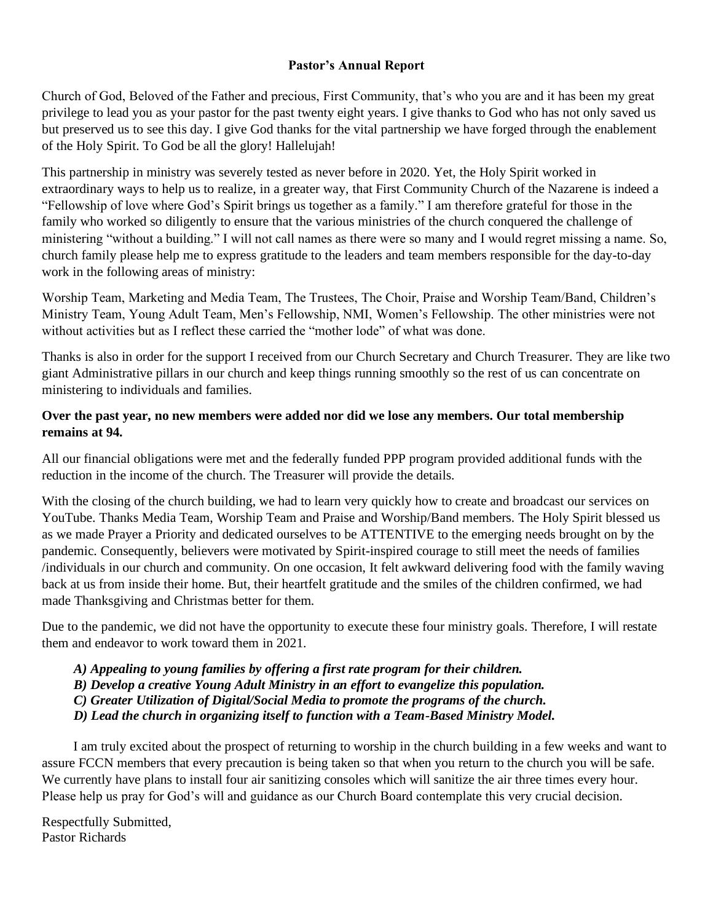# Pastor's Annual Report

Church of God, Beloved of the Father and precious, First Community, that's who you are and it has been my great privilege to lead you as your pastor for the past twenty eight years. I give thanks to God who has not only saved us but preserved us to see this day. I give God thanks for the vital partnership we have forged through the enablement of the Holy Spirit. To God be all the glory! Hallelujah!

This partnership in ministry was severely tested as never before in 2020. Yet, the Holy Spirit worked in extraordinary ways to help us to realize, in a greater way, that First Community Church of the Nazarene is indeed a "Fellowship of love where God's Spirit brings us together as a family." I am therefore grateful for those in the family who worked so diligently to ensure that the various ministries of the church conquered the challenge of ministering "without a building." I will not call names as there were so many and I would regret missing a name. So, church family please help me to express gratitude to the leaders and team members responsible for the day-to-day work in the following areas of ministry:

Worship Team, Marketing and Media Team, The Trustees, The Choir, Praise and Worship Team/Band, Children's Ministry Team, Young Adult Team, Men's Fellowship, NMI, Women's Fellowship. The other ministries were not without activities but as I reflect these carried the "mother lode" of what was done.

Thanks is also in order for the support I received from our Church Secretary and Church Treasurer. They are like two giant Administrative pillars in our church and keep things running smoothly so the rest of us can concentrate on ministering to individuals and families.

**Over the past year, no new members were added nor did we lose any members. Our total membership remains at 94.**

All our financial obligations were met and the federally funded PPP program provided additional funds with the reduction in the income of the church. The Treasurer will provide the details.

With the closing of the church building, we had to learn very quickly how to create and broadcast our services on YouTube. Thanks Media Team, Worship Team and Praise and Worship/Band members. The Holy Spirit blessed us as we made Prayer a Priority and dedicated ourselves to be ATTENTIVE to the emerging needs brought on by the pandemic. Consequently, believers were motivated by Spirit-inspired courage to still meet the needs of families /individuals in our church and community. On one occasion, It felt awkward delivering food with the family waving back at us from inside their home. But, their heartfelt gratitude and the smiles of the children confirmed, we had made Thanksgiving and Christmas better for them.

Due to the pandemic, we did not have the opportunity to execute these four ministry goals. Therefore, I will restate them and endeavor to work toward them in 2021.

***A) Appealing to young families by offering a first rate program for their children.***
***B) Develop a creative Young Adult Ministry in an effort to evangelize this population.***
***C) Greater Utilization of Digital/Social Media to promote the programs of the church.***
***D) Lead the church in organizing itself to function with a Team-Based Ministry Model.***

I am truly excited about the prospect of returning to worship in the church building in a few weeks and want to assure FCCN members that every precaution is being taken so that when you return to the church you will be safe. We currently have plans to install four air sanitizing consoles which will sanitize the air three times every hour. Please help us pray for God's will and guidance as our Church Board contemplate this very crucial decision.

Respectfully Submitted,
Pastor Richards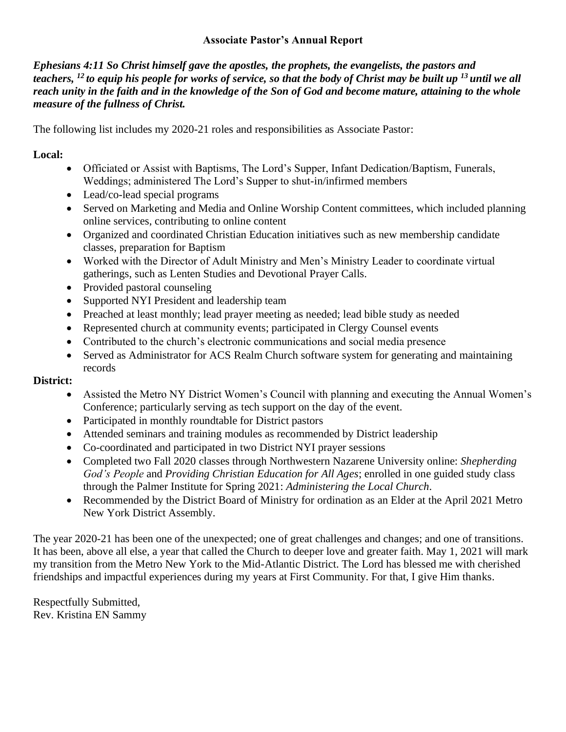## Associate Pastor's Annual Report

***Ephesians 4:11 So Christ himself gave the apostles, the prophets, the evangelists, the pastors and teachers, [12] to equip his people for works of service, so that the body of Christ may be built up [13] until we all reach unity in the faith and in the knowledge of the Son of God and become mature, attaining to the whole measure of the fullness of Christ.***

The following list includes my 2020-21 roles and responsibilities as Associate Pastor:

**Local:**

- Officiated or Assist with Baptisms, The Lord's Supper, Infant Dedication/Baptism, Funerals, Weddings; administered The Lord's Supper to shut-in/infirmed members
- Lead/co-lead special programs
- Served on Marketing and Media and Online Worship Content committees, which included planning online services, contributing to online content
- Organized and coordinated Christian Education initiatives such as new membership candidate classes, preparation for Baptism
- Worked with the Director of Adult Ministry and Men's Ministry Leader to coordinate virtual gatherings, such as Lenten Studies and Devotional Prayer Calls.
- Provided pastoral counseling
- Supported NYI President and leadership team
- Preached at least monthly; lead prayer meeting as needed; lead bible study as needed
- Represented church at community events; participated in Clergy Counsel events
- Contributed to the church's electronic communications and social media presence
- Served as Administrator for ACS Realm Church software system for generating and maintaining records

**District:**

- Assisted the Metro NY District Women's Council with planning and executing the Annual Women's Conference; particularly serving as tech support on the day of the event.
- Participated in monthly roundtable for District pastors
- Attended seminars and training modules as recommended by District leadership
- Co-coordinated and participated in two District NYI prayer sessions
- Completed two Fall 2020 classes through Northwestern Nazarene University online: *Shepherding God's People* and *Providing Christian Education for All Ages*; enrolled in one guided study class through the Palmer Institute for Spring 2021: *Administering the Local Church*.
- Recommended by the District Board of Ministry for ordination as an Elder at the April 2021 Metro New York District Assembly.

The year 2020-21 has been one of the unexpected; one of great challenges and changes; and one of transitions. It has been, above all else, a year that called the Church to deeper love and greater faith. May 1, 2021 will mark my transition from the Metro New York to the Mid-Atlantic District. The Lord has blessed me with cherished friendships and impactful experiences during my years at First Community. For that, I give Him thanks.

Respectfully Submitted,
Rev. Kristina EN Sammy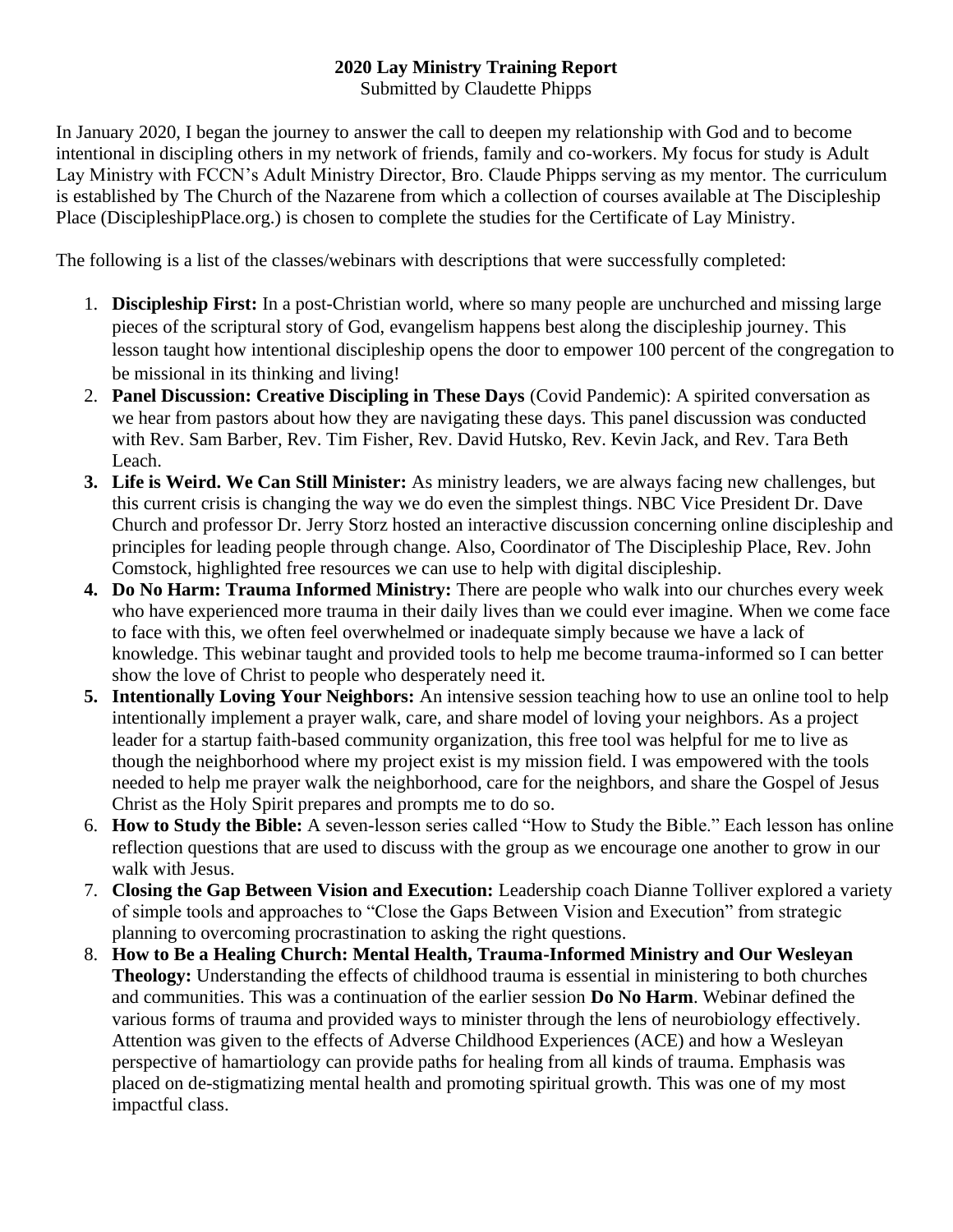**2020 Lay Ministry Training Report**

Submitted by Claudette Phipps

In January 2020, I began the journey to answer the call to deepen my relationship with God and to become intentional in discipling others in my network of friends, family and co-workers. My focus for study is Adult Lay Ministry with FCCN's Adult Ministry Director, Bro. Claude Phipps serving as my mentor. The curriculum is established by The Church of the Nazarene from which a collection of courses available at The Discipleship Place (DiscipleshipPlace.org.) is chosen to complete the studies for the Certificate of Lay Ministry.

The following is a list of the classes/webinars with descriptions that were successfully completed:

1. **Discipleship First:** In a post-Christian world, where so many people are unchurched and missing large pieces of the scriptural story of God, evangelism happens best along the discipleship journey. This lesson taught how intentional discipleship opens the door to empower 100 percent of the congregation to be missional in its thinking and living!
2. **Panel Discussion: Creative Discipling in These Days** (Covid Pandemic): A spirited conversation as we hear from pastors about how they are navigating these days. This panel discussion was conducted with Rev. Sam Barber, Rev. Tim Fisher, Rev. David Hutsko, Rev. Kevin Jack, and Rev. Tara Beth Leach.
3. **Life is Weird. We Can Still Minister:** As ministry leaders, we are always facing new challenges, but this current crisis is changing the way we do even the simplest things. NBC Vice President Dr. Dave Church and professor Dr. Jerry Storz hosted an interactive discussion concerning online discipleship and principles for leading people through change. Also, Coordinator of The Discipleship Place, Rev. John Comstock, highlighted free resources we can use to help with digital discipleship.
4. **Do No Harm: Trauma Informed Ministry:** There are people who walk into our churches every week who have experienced more trauma in their daily lives than we could ever imagine. When we come face to face with this, we often feel overwhelmed or inadequate simply because we have a lack of knowledge. This webinar taught and provided tools to help me become trauma-informed so I can better show the love of Christ to people who desperately need it.
5. **Intentionally Loving Your Neighbors:** An intensive session teaching how to use an online tool to help intentionally implement a prayer walk, care, and share model of loving your neighbors. As a project leader for a startup faith-based community organization, this free tool was helpful for me to live as though the neighborhood where my project exist is my mission field. I was empowered with the tools needed to help me prayer walk the neighborhood, care for the neighbors, and share the Gospel of Jesus Christ as the Holy Spirit prepares and prompts me to do so.
6. **How to Study the Bible:** A seven-lesson series called "How to Study the Bible." Each lesson has online reflection questions that are used to discuss with the group as we encourage one another to grow in our walk with Jesus.
7. **Closing the Gap Between Vision and Execution:** Leadership coach Dianne Tolliver explored a variety of simple tools and approaches to "Close the Gaps Between Vision and Execution" from strategic planning to overcoming procrastination to asking the right questions.
8. **How to Be a Healing Church: Mental Health, Trauma-Informed Ministry and Our Wesleyan Theology:** Understanding the effects of childhood trauma is essential in ministering to both churches and communities. This was a continuation of the earlier session **Do No Harm**. Webinar defined the various forms of trauma and provided ways to minister through the lens of neurobiology effectively. Attention was given to the effects of Adverse Childhood Experiences (ACE) and how a Wesleyan perspective of hamartiology can provide paths for healing from all kinds of trauma. Emphasis was placed on de-stigmatizing mental health and promoting spiritual growth. This was one of my most impactful class.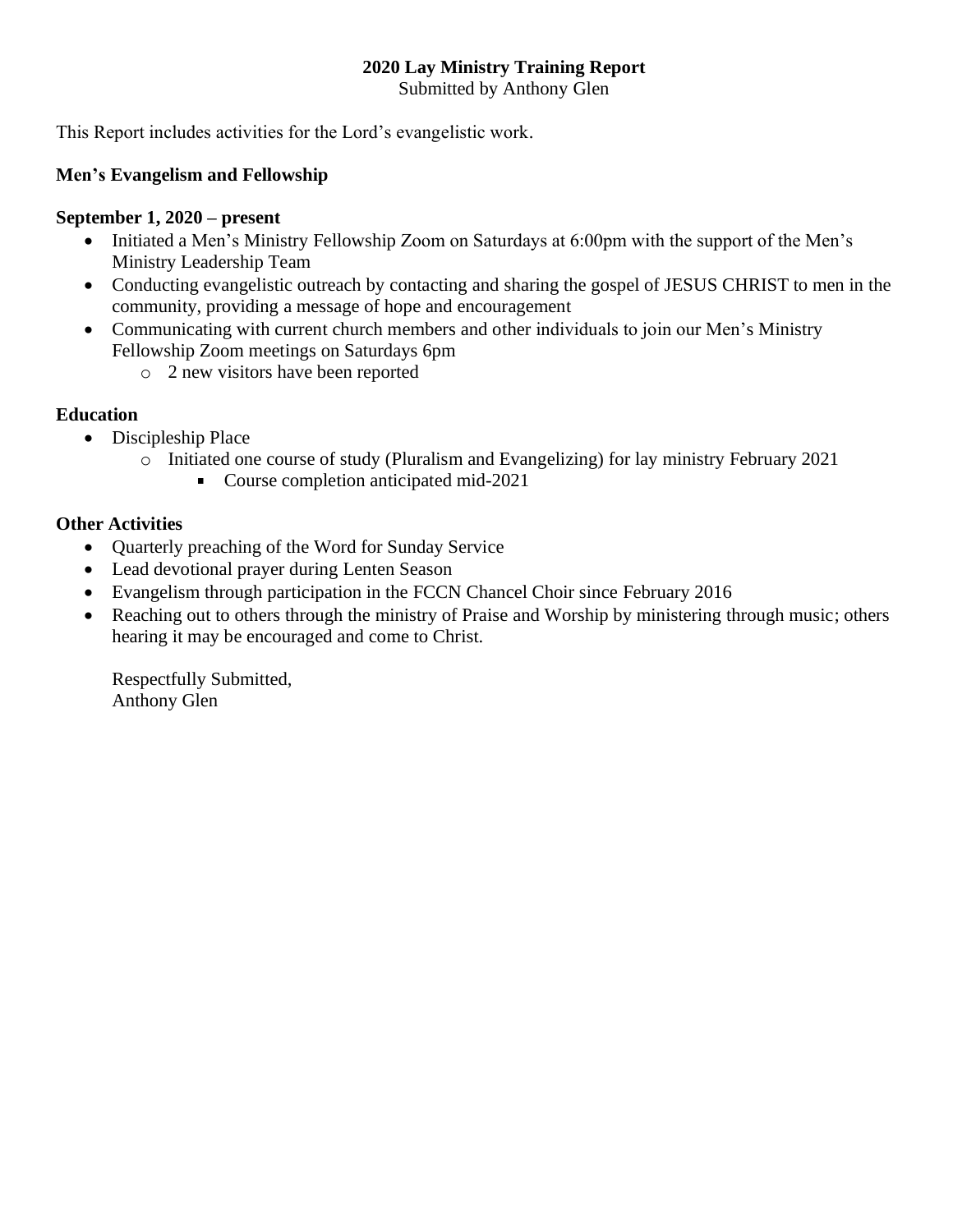**2020 Lay Ministry Training Report**

Submitted by Anthony Glen

This Report includes activities for the Lord's evangelistic work.

**Men's Evangelism and Fellowship**

**September 1, 2020 – present**

- Initiated a Men's Ministry Fellowship Zoom on Saturdays at 6:00pm with the support of the Men's Ministry Leadership Team
- Conducting evangelistic outreach by contacting and sharing the gospel of JESUS CHRIST to men in the community, providing a message of hope and encouragement
- Communicating with current church members and other individuals to join our Men's Ministry Fellowship Zoom meetings on Saturdays 6pm
    - 2 new visitors have been reported

**Education**

- Discipleship Place
    - Initiated one course of study (Pluralism and Evangelizing) for lay ministry February 2021
        - Course completion anticipated mid-2021

**Other Activities**

- Quarterly preaching of the Word for Sunday Service
- Lead devotional prayer during Lenten Season
- Evangelism through participation in the FCCN Chancel Choir since February 2016
- Reaching out to others through the ministry of Praise and Worship by ministering through music; others hearing it may be encouraged and come to Christ.

Respectfully Submitted,
Anthony Glen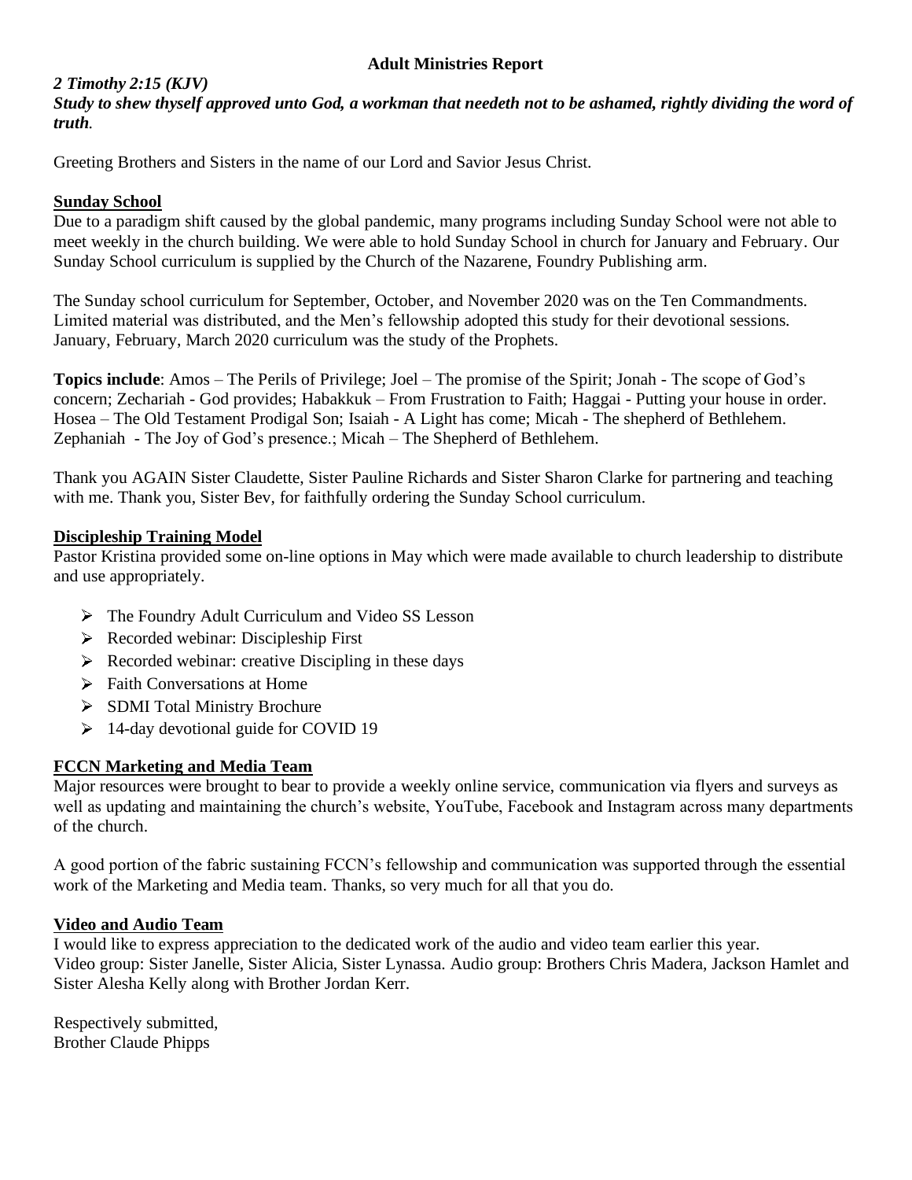## Adult Ministries Report

***2 Timothy 2:15 (KJV)***
***Study to shew thyself approved unto God, a workman that needeth not to be ashamed, rightly dividing the word of truth.***

Greeting Brothers and Sisters in the name of our Lord and Savior Jesus Christ.

### Sunday School

Due to a paradigm shift caused by the global pandemic, many programs including Sunday School were not able to meet weekly in the church building. We were able to hold Sunday School in church for January and February. Our Sunday School curriculum is supplied by the Church of the Nazarene, Foundry Publishing arm.

The Sunday school curriculum for September, October, and November 2020 was on the Ten Commandments. Limited material was distributed, and the Men's fellowship adopted this study for their devotional sessions. January, February, March 2020 curriculum was the study of the Prophets.

**Topics include**: Amos – The Perils of Privilege; Joel – The promise of the Spirit; Jonah - The scope of God's concern; Zechariah - God provides; Habakkuk – From Frustration to Faith; Haggai - Putting your house in order. Hosea – The Old Testament Prodigal Son; Isaiah - A Light has come; Micah - The shepherd of Bethlehem. Zephaniah - The Joy of God's presence.; Micah – The Shepherd of Bethlehem.

Thank you AGAIN Sister Claudette, Sister Pauline Richards and Sister Sharon Clarke for partnering and teaching with me. Thank you, Sister Bev, for faithfully ordering the Sunday School curriculum.

### Discipleship Training Model

Pastor Kristina provided some on-line options in May which were made available to church leadership to distribute and use appropriately.

- The Foundry Adult Curriculum and Video SS Lesson
- Recorded webinar: Discipleship First
- Recorded webinar: creative Discipling in these days
- Faith Conversations at Home
- SDMI Total Ministry Brochure
- 14-day devotional guide for COVID 19

### FCCN Marketing and Media Team

Major resources were brought to bear to provide a weekly online service, communication via flyers and surveys as well as updating and maintaining the church's website, YouTube, Facebook and Instagram across many departments of the church.

A good portion of the fabric sustaining FCCN's fellowship and communication was supported through the essential work of the Marketing and Media team. Thanks, so very much for all that you do.

### Video and Audio Team

I would like to express appreciation to the dedicated work of the audio and video team earlier this year. Video group: Sister Janelle, Sister Alicia, Sister Lynassa. Audio group: Brothers Chris Madera, Jackson Hamlet and Sister Alesha Kelly along with Brother Jordan Kerr.

Respectively submitted,
Brother Claude Phipps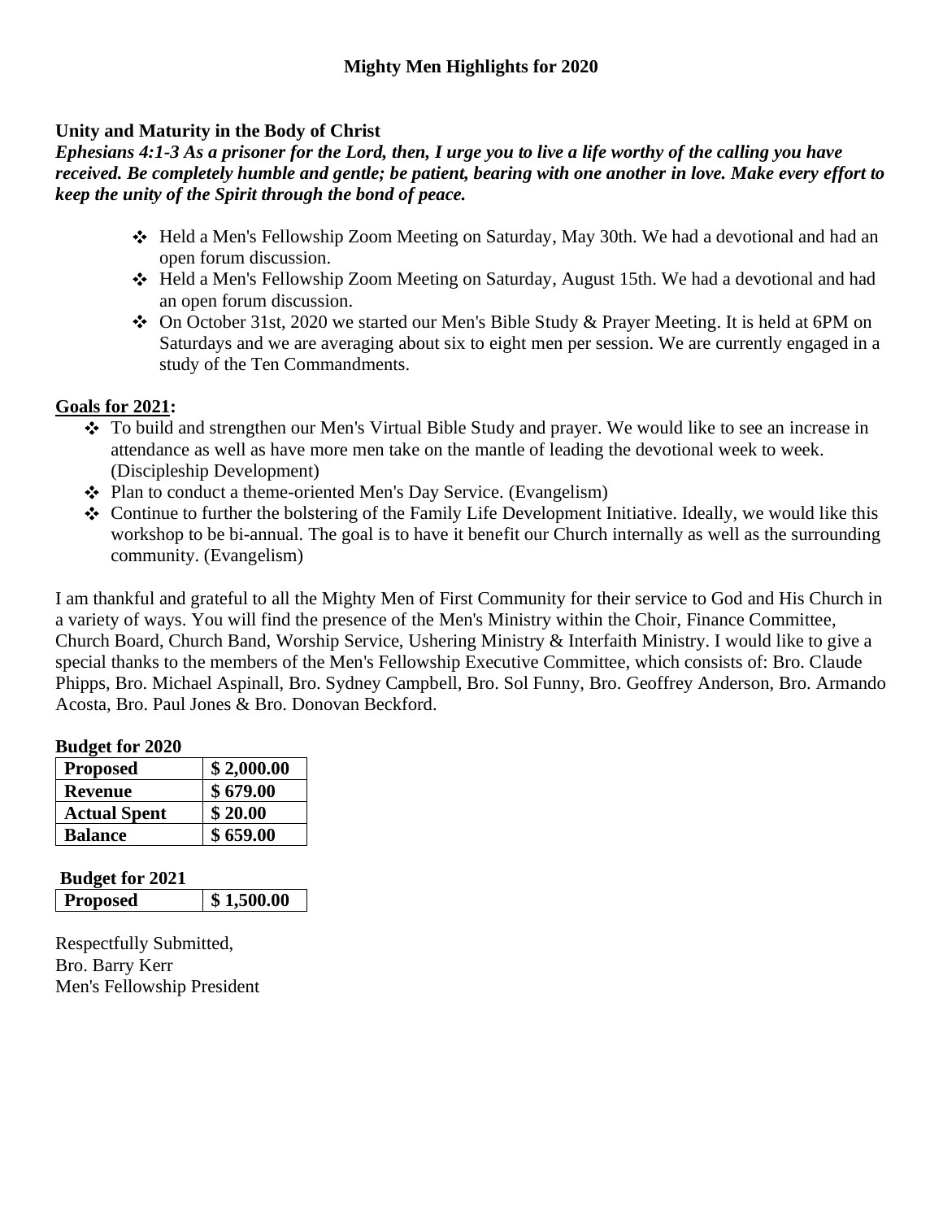## Mighty Men Highlights for 2020

**Unity and Maturity in the Body of Christ**

***Ephesians 4:1-3 As a prisoner for the Lord, then, I urge you to live a life worthy of the calling you have received. Be completely humble and gentle; be patient, bearing with one another in love. Make every effort to keep the unity of the Spirit through the bond of peace.***

- Held a Men's Fellowship Zoom Meeting on Saturday, May 30th. We had a devotional and had an open forum discussion.
- Held a Men's Fellowship Zoom Meeting on Saturday, August 15th. We had a devotional and had an open forum discussion.
- On October 31st, 2020 we started our Men's Bible Study & Prayer Meeting. It is held at 6PM on Saturdays and we are averaging about six to eight men per session. We are currently engaged in a study of the Ten Commandments.

**Goals for 2021:**

- To build and strengthen our Men's Virtual Bible Study and prayer. We would like to see an increase in attendance as well as have more men take on the mantle of leading the devotional week to week. (Discipleship Development)
- Plan to conduct a theme-oriented Men's Day Service. (Evangelism)
- Continue to further the bolstering of the Family Life Development Initiative. Ideally, we would like this workshop to be bi-annual. The goal is to have it benefit our Church internally as well as the surrounding community. (Evangelism)

I am thankful and grateful to all the Mighty Men of First Community for their service to God and His Church in a variety of ways. You will find the presence of the Men's Ministry within the Choir, Finance Committee, Church Board, Church Band, Worship Service, Ushering Ministry & Interfaith Ministry. I would like to give a special thanks to the members of the Men's Fellowship Executive Committee, which consists of: Bro. Claude Phipps, Bro. Michael Aspinall, Bro. Sydney Campbell, Bro. Sol Funny, Bro. Geoffrey Anderson, Bro. Armando Acosta, Bro. Paul Jones & Bro. Donovan Beckford.

**Budget for 2020**

| | |
|---|---|
| **Proposed** | **$ 2,000.00** |
| **Revenue** | **$ 679.00** |
| **Actual Spent** | **$ 20.00** |
| **Balance** | **$ 659.00** |

**Budget for 2021**

| | |
|---|---|
| **Proposed** | **$ 1,500.00** |

Respectfully Submitted,
Bro. Barry Kerr
Men's Fellowship President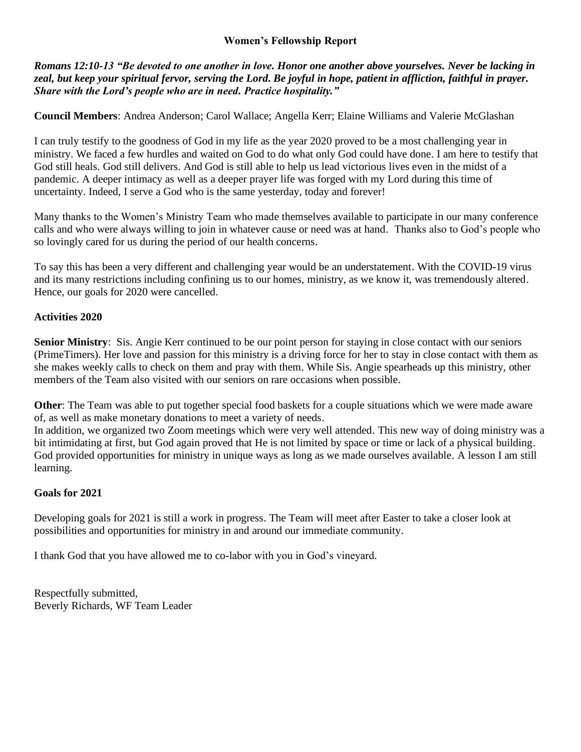## Women's Fellowship Report

***Romans 12:10-13 "Be devoted to one another in love. Honor one another above yourselves. Never be lacking in zeal, but keep your spiritual fervor, serving the Lord. Be joyful in hope, patient in affliction, faithful in prayer. Share with the Lord's people who are in need. Practice hospitality."***

**Council Members**: Andrea Anderson; Carol Wallace; Angella Kerr; Elaine Williams and Valerie McGlashan

I can truly testify to the goodness of God in my life as the year 2020 proved to be a most challenging year in ministry. We faced a few hurdles and waited on God to do what only God could have done. I am here to testify that God still heals. God still delivers. And God is still able to help us lead victorious lives even in the midst of a pandemic. A deeper intimacy as well as a deeper prayer life was forged with my Lord during this time of uncertainty. Indeed, I serve a God who is the same yesterday, today and forever!

Many thanks to the Women's Ministry Team who made themselves available to participate in our many conference calls and who were always willing to join in whatever cause or need was at hand. Thanks also to God's people who so lovingly cared for us during the period of our health concerns.

To say this has been a very different and challenging year would be an understatement. With the COVID-19 virus and its many restrictions including confining us to our homes, ministry, as we know it, was tremendously altered. Hence, our goals for 2020 were cancelled.

### Activities 2020

**Senior Ministry**: Sis. Angie Kerr continued to be our point person for staying in close contact with our seniors (PrimeTimers). Her love and passion for this ministry is a driving force for her to stay in close contact with them as she makes weekly calls to check on them and pray with them. While Sis. Angie spearheads up this ministry, other members of the Team also visited with our seniors on rare occasions when possible.

**Other**: The Team was able to put together special food baskets for a couple situations which we were made aware of, as well as make monetary donations to meet a variety of needs.
In addition, we organized two Zoom meetings which were very well attended. This new way of doing ministry was a bit intimidating at first, but God again proved that He is not limited by space or time or lack of a physical building. God provided opportunities for ministry in unique ways as long as we made ourselves available. A lesson I am still learning.

### Goals for 2021

Developing goals for 2021 is still a work in progress. The Team will meet after Easter to take a closer look at possibilities and opportunities for ministry in and around our immediate community.

I thank God that you have allowed me to co-labor with you in God's vineyard.

Respectfully submitted,
Beverly Richards, WF Team Leader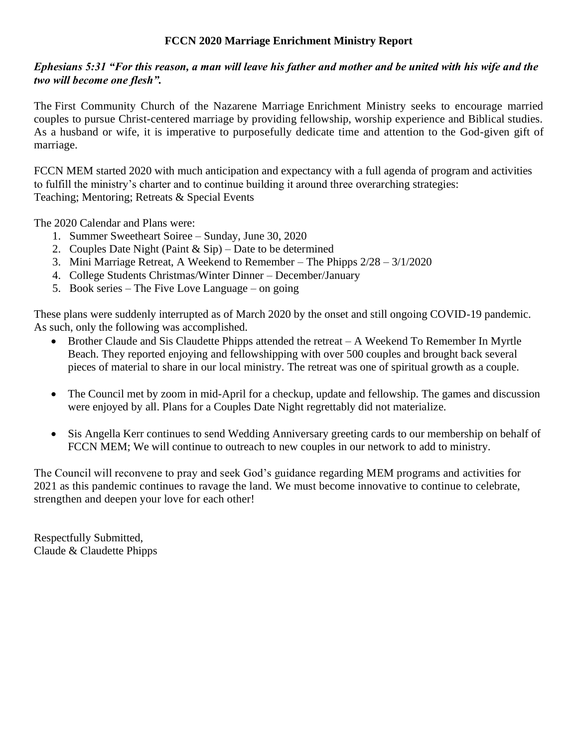**FCCN 2020 Marriage Enrichment Ministry Report**

***Ephesians 5:31 "For this reason, a man will leave his father and mother and be united with his wife and the two will become one flesh".***

The First Community Church of the Nazarene Marriage Enrichment Ministry seeks to encourage married couples to pursue Christ-centered marriage by providing fellowship, worship experience and Biblical studies. As a husband or wife, it is imperative to purposefully dedicate time and attention to the God-given gift of marriage.

FCCN MEM started 2020 with much anticipation and expectancy with a full agenda of program and activities to fulfill the ministry's charter and to continue building it around three overarching strategies: Teaching; Mentoring; Retreats & Special Events

The 2020 Calendar and Plans were:

1. Summer Sweetheart Soiree – Sunday, June 30, 2020
2. Couples Date Night (Paint & Sip) – Date to be determined
3. Mini Marriage Retreat, A Weekend to Remember – The Phipps 2/28 – 3/1/2020
4. College Students Christmas/Winter Dinner – December/January
5. Book series – The Five Love Language – on going

These plans were suddenly interrupted as of March 2020 by the onset and still ongoing COVID-19 pandemic. As such, only the following was accomplished.

- Brother Claude and Sis Claudette Phipps attended the retreat – A Weekend To Remember In Myrtle Beach. They reported enjoying and fellowshipping with over 500 couples and brought back several pieces of material to share in our local ministry. The retreat was one of spiritual growth as a couple.

- The Council met by zoom in mid-April for a checkup, update and fellowship. The games and discussion were enjoyed by all. Plans for a Couples Date Night regrettably did not materialize.

- Sis Angella Kerr continues to send Wedding Anniversary greeting cards to our membership on behalf of FCCN MEM; We will continue to outreach to new couples in our network to add to ministry.

The Council will reconvene to pray and seek God's guidance regarding MEM programs and activities for 2021 as this pandemic continues to ravage the land. We must become innovative to continue to celebrate, strengthen and deepen your love for each other!

Respectfully Submitted,
Claude & Claudette Phipps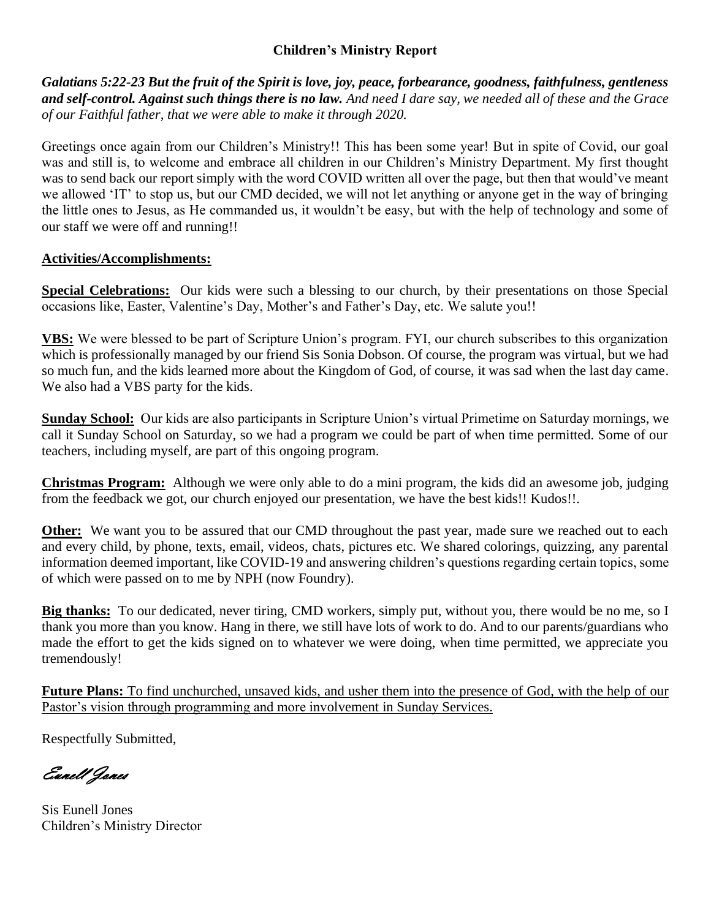**Children's Ministry Report**

***Galatians 5:22-23 But the fruit of the Spirit is love, joy, peace, forbearance, goodness, faithfulness, gentleness and self-control. Against such things there is no law.*** *And need I dare say, we needed all of these and the Grace of our Faithful father, that we were able to make it through 2020.*

Greetings once again from our Children's Ministry!! This has been some year! But in spite of Covid, our goal was and still is, to welcome and embrace all children in our Children's Ministry Department. My first thought was to send back our report simply with the word COVID written all over the page, but then that would've meant we allowed 'IT' to stop us, but our CMD decided, we will not let anything or anyone get in the way of bringing the little ones to Jesus, as He commanded us, it wouldn't be easy, but with the help of technology and some of our staff we were off and running!!

<u>**Activities/Accomplishments:**</u>

<u>**Special Celebrations:**</u> Our kids were such a blessing to our church, by their presentations on those Special occasions like, Easter, Valentine's Day, Mother's and Father's Day, etc. We salute you!!

<u>**VBS:**</u> We were blessed to be part of Scripture Union's program. FYI, our church subscribes to this organization which is professionally managed by our friend Sis Sonia Dobson. Of course, the program was virtual, but we had so much fun, and the kids learned more about the Kingdom of God, of course, it was sad when the last day came. We also had a VBS party for the kids.

<u>**Sunday School:**</u> Our kids are also participants in Scripture Union's virtual Primetime on Saturday mornings, we call it Sunday School on Saturday, so we had a program we could be part of when time permitted. Some of our teachers, including myself, are part of this ongoing program.

<u>**Christmas Program:**</u> Although we were only able to do a mini program, the kids did an awesome job, judging from the feedback we got, our church enjoyed our presentation, we have the best kids!! Kudos!!.

<u>**Other:**</u> We want you to be assured that our CMD throughout the past year, made sure we reached out to each and every child, by phone, texts, email, videos, chats, pictures etc. We shared colorings, quizzing, any parental information deemed important, like COVID-19 and answering children's questions regarding certain topics, some of which were passed on to me by NPH (now Foundry).

<u>**Big thanks:**</u> To our dedicated, never tiring, CMD workers, simply put, without you, there would be no me, so I thank you more than you know. Hang in there, we still have lots of work to do. And to our parents/guardians who made the effort to get the kids signed on to whatever we were doing, when time permitted, we appreciate you tremendously!

<u>**Future Plans:** To find unchurched, unsaved kids, and usher them into the presence of God, with the help of our Pastor's vision through programming and more involvement in Sunday Services.</u>

Respectfully Submitted,

*Eunell Jones*

Sis Eunell Jones
Children's Ministry Director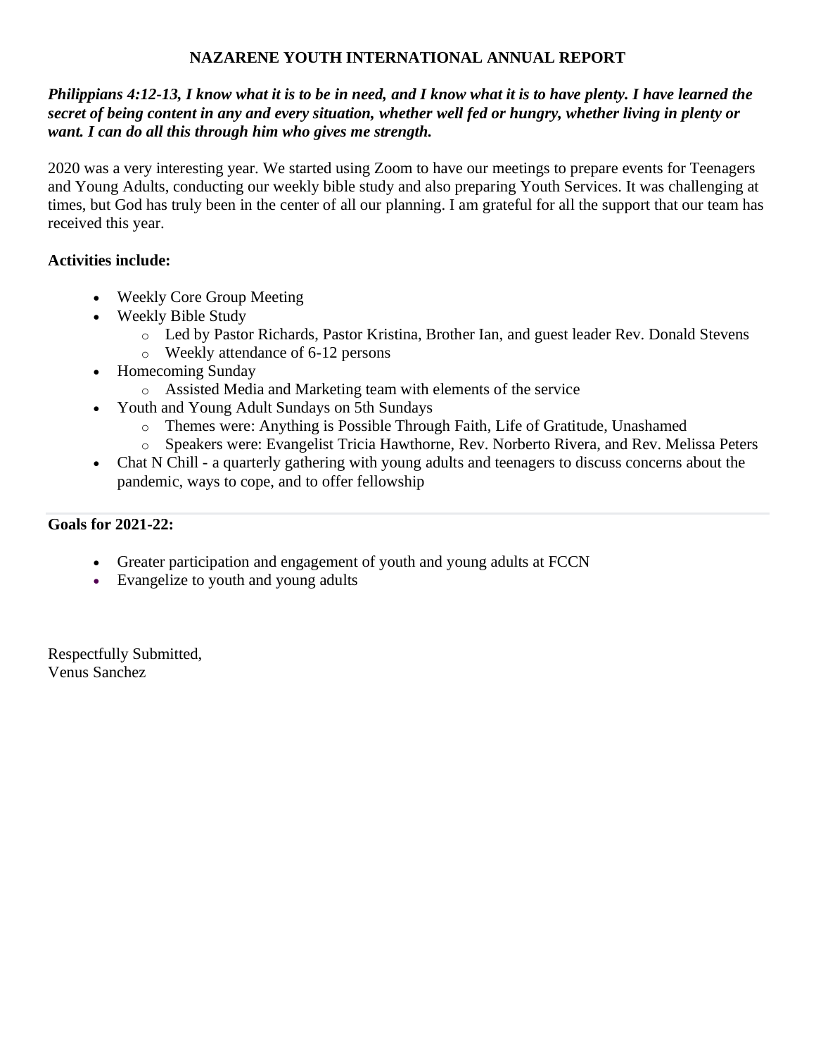# NAZARENE YOUTH INTERNATIONAL ANNUAL REPORT

***Philippians 4:12-13, I know what it is to be in need, and I know what it is to have plenty. I have learned the secret of being content in any and every situation, whether well fed or hungry, whether living in plenty or want. I can do all this through him who gives me strength.***

2020 was a very interesting year. We started using Zoom to have our meetings to prepare events for Teenagers and Young Adults, conducting our weekly bible study and also preparing Youth Services. It was challenging at times, but God has truly been in the center of all our planning. I am grateful for all the support that our team has received this year.

**Activities include:**

- Weekly Core Group Meeting
- Weekly Bible Study
  - Led by Pastor Richards, Pastor Kristina, Brother Ian, and guest leader Rev. Donald Stevens
  - Weekly attendance of 6-12 persons
- Homecoming Sunday
  - Assisted Media and Marketing team with elements of the service
- Youth and Young Adult Sundays on 5th Sundays
  - Themes were: Anything is Possible Through Faith, Life of Gratitude, Unashamed
  - Speakers were: Evangelist Tricia Hawthorne, Rev. Norberto Rivera, and Rev. Melissa Peters
- Chat N Chill - a quarterly gathering with young adults and teenagers to discuss concerns about the pandemic, ways to cope, and to offer fellowship

---

**Goals for 2021-22:**

- Greater participation and engagement of youth and young adults at FCCN
- Evangelize to youth and young adults

Respectfully Submitted,
Venus Sanchez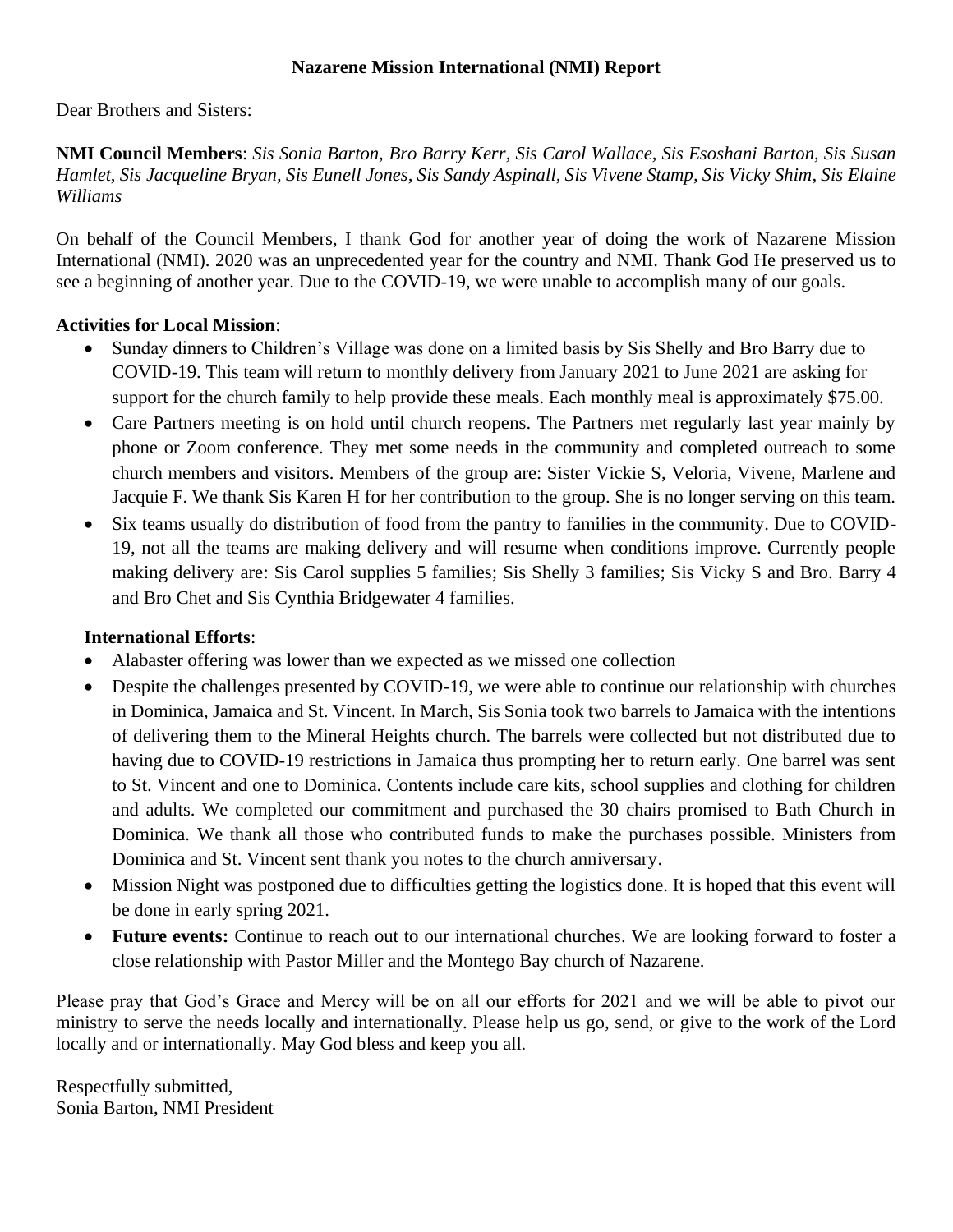**Nazarene Mission International (NMI) Report**

Dear Brothers and Sisters:

**NMI Council Members**: *Sis Sonia Barton, Bro Barry Kerr, Sis Carol Wallace, Sis Esoshani Barton, Sis Susan Hamlet, Sis Jacqueline Bryan, Sis Eunell Jones, Sis Sandy Aspinall, Sis Vivene Stamp, Sis Vicky Shim, Sis Elaine Williams*

On behalf of the Council Members, I thank God for another year of doing the work of Nazarene Mission International (NMI). 2020 was an unprecedented year for the country and NMI. Thank God He preserved us to see a beginning of another year. Due to the COVID-19, we were unable to accomplish many of our goals.

**Activities for Local Mission**:

- Sunday dinners to Children's Village was done on a limited basis by Sis Shelly and Bro Barry due to COVID-19. This team will return to monthly delivery from January 2021 to June 2021 are asking for support for the church family to help provide these meals. Each monthly meal is approximately $75.00.
- Care Partners meeting is on hold until church reopens. The Partners met regularly last year mainly by phone or Zoom conference. They met some needs in the community and completed outreach to some church members and visitors. Members of the group are: Sister Vickie S, Veloria, Vivene, Marlene and Jacquie F. We thank Sis Karen H for her contribution to the group. She is no longer serving on this team.
- Six teams usually do distribution of food from the pantry to families in the community. Due to COVID-19, not all the teams are making delivery and will resume when conditions improve. Currently people making delivery are: Sis Carol supplies 5 families; Sis Shelly 3 families; Sis Vicky S and Bro. Barry 4 and Bro Chet and Sis Cynthia Bridgewater 4 families.

**International Efforts**:

- Alabaster offering was lower than we expected as we missed one collection
- Despite the challenges presented by COVID-19, we were able to continue our relationship with churches in Dominica, Jamaica and St. Vincent. In March, Sis Sonia took two barrels to Jamaica with the intentions of delivering them to the Mineral Heights church. The barrels were collected but not distributed due to having due to COVID-19 restrictions in Jamaica thus prompting her to return early. One barrel was sent to St. Vincent and one to Dominica. Contents include care kits, school supplies and clothing for children and adults. We completed our commitment and purchased the 30 chairs promised to Bath Church in Dominica. We thank all those who contributed funds to make the purchases possible. Ministers from Dominica and St. Vincent sent thank you notes to the church anniversary.
- Mission Night was postponed due to difficulties getting the logistics done. It is hoped that this event will be done in early spring 2021.
- **Future events:** Continue to reach out to our international churches. We are looking forward to foster a close relationship with Pastor Miller and the Montego Bay church of Nazarene.

Please pray that God's Grace and Mercy will be on all our efforts for 2021 and we will be able to pivot our ministry to serve the needs locally and internationally. Please help us go, send, or give to the work of the Lord locally and or internationally. May God bless and keep you all.

Respectfully submitted,
Sonia Barton, NMI President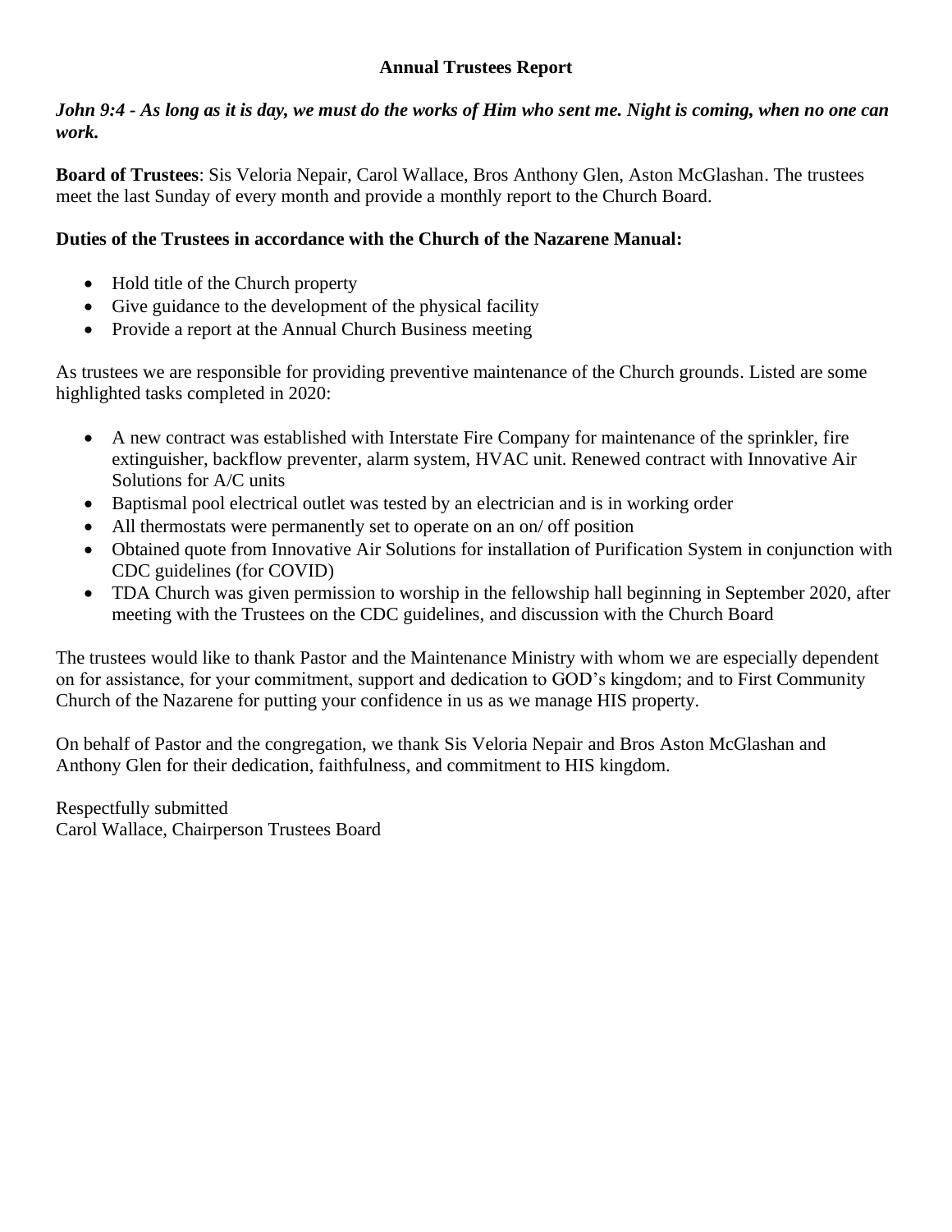# Annual Trustees Report

***John 9:4 - As long as it is day, we must do the works of Him who sent me. Night is coming, when no one can work.***

**Board of Trustees**: Sis Veloria Nepair, Carol Wallace, Bros Anthony Glen, Aston McGlashan. The trustees meet the last Sunday of every month and provide a monthly report to the Church Board.

**Duties of the Trustees in accordance with the Church of the Nazarene Manual:**

- Hold title of the Church property
- Give guidance to the development of the physical facility
- Provide a report at the Annual Church Business meeting

As trustees we are responsible for providing preventive maintenance of the Church grounds. Listed are some highlighted tasks completed in 2020:

- A new contract was established with Interstate Fire Company for maintenance of the sprinkler, fire extinguisher, backflow preventer, alarm system, HVAC unit. Renewed contract with Innovative Air Solutions for A/C units
- Baptismal pool electrical outlet was tested by an electrician and is in working order
- All thermostats were permanently set to operate on an on/ off position
- Obtained quote from Innovative Air Solutions for installation of Purification System in conjunction with CDC guidelines (for COVID)
- TDA Church was given permission to worship in the fellowship hall beginning in September 2020, after meeting with the Trustees on the CDC guidelines, and discussion with the Church Board

The trustees would like to thank Pastor and the Maintenance Ministry with whom we are especially dependent on for assistance, for your commitment, support and dedication to GOD's kingdom; and to First Community Church of the Nazarene for putting your confidence in us as we manage HIS property.

On behalf of Pastor and the congregation, we thank Sis Veloria Nepair and Bros Aston McGlashan and Anthony Glen for their dedication, faithfulness, and commitment to HIS kingdom.

Respectfully submitted  
Carol Wallace, Chairperson Trustees Board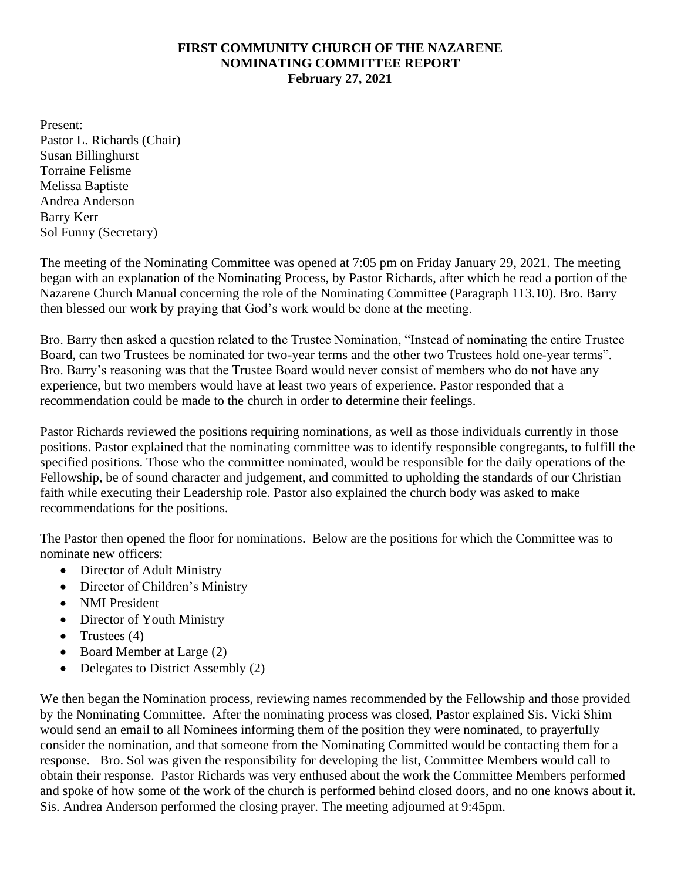**FIRST COMMUNITY CHURCH OF THE NAZARENE**
**NOMINATING COMMITTEE REPORT**
**February 27, 2021**

Present:
Pastor L. Richards (Chair)
Susan Billinghurst
Torraine Felisme
Melissa Baptiste
Andrea Anderson
Barry Kerr
Sol Funny (Secretary)

The meeting of the Nominating Committee was opened at 7:05 pm on Friday January 29, 2021. The meeting began with an explanation of the Nominating Process, by Pastor Richards, after which he read a portion of the Nazarene Church Manual concerning the role of the Nominating Committee (Paragraph 113.10). Bro. Barry then blessed our work by praying that God's work would be done at the meeting.

Bro. Barry then asked a question related to the Trustee Nomination, "Instead of nominating the entire Trustee Board, can two Trustees be nominated for two-year terms and the other two Trustees hold one-year terms". Bro. Barry's reasoning was that the Trustee Board would never consist of members who do not have any experience, but two members would have at least two years of experience. Pastor responded that a recommendation could be made to the church in order to determine their feelings.

Pastor Richards reviewed the positions requiring nominations, as well as those individuals currently in those positions. Pastor explained that the nominating committee was to identify responsible congregants, to fulfill the specified positions. Those who the committee nominated, would be responsible for the daily operations of the Fellowship, be of sound character and judgement, and committed to upholding the standards of our Christian faith while executing their Leadership role. Pastor also explained the church body was asked to make recommendations for the positions.

The Pastor then opened the floor for nominations. Below are the positions for which the Committee was to nominate new officers:

- Director of Adult Ministry
- Director of Children's Ministry
- NMI President
- Director of Youth Ministry
- Trustees (4)
- Board Member at Large (2)
- Delegates to District Assembly (2)

We then began the Nomination process, reviewing names recommended by the Fellowship and those provided by the Nominating Committee. After the nominating process was closed, Pastor explained Sis. Vicki Shim would send an email to all Nominees informing them of the position they were nominated, to prayerfully consider the nomination, and that someone from the Nominating Committed would be contacting them for a response. Bro. Sol was given the responsibility for developing the list, Committee Members would call to obtain their response. Pastor Richards was very enthused about the work the Committee Members performed and spoke of how some of the work of the church is performed behind closed doors, and no one knows about it. Sis. Andrea Anderson performed the closing prayer. The meeting adjourned at 9:45pm.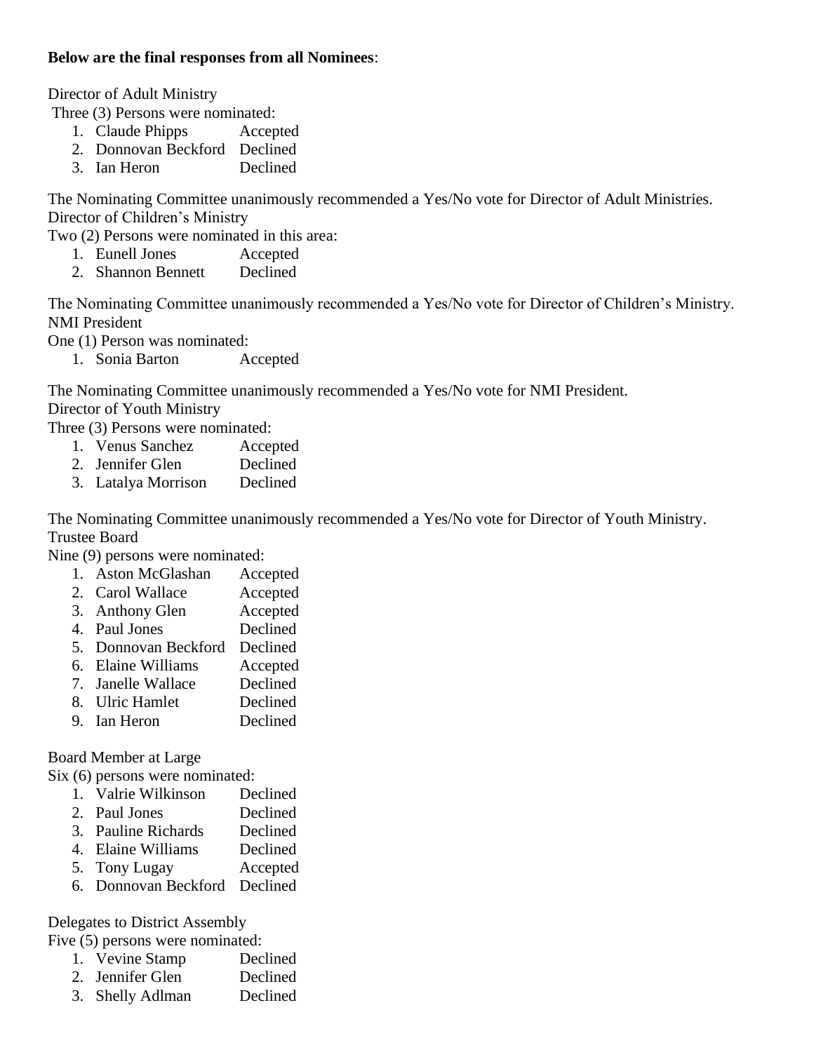**Below are the final responses from all Nominees**:

Director of Adult Ministry

Three (3) Persons were nominated:

1. Claude Phipps Accepted
2. Donnovan Beckford Declined
3. Ian Heron Declined

The Nominating Committee unanimously recommended a Yes/No vote for Director of Adult Ministries.

Director of Children's Ministry

Two (2) Persons were nominated in this area:

1. Eunell Jones Accepted
2. Shannon Bennett Declined

The Nominating Committee unanimously recommended a Yes/No vote for Director of Children's Ministry.

NMI President

One (1) Person was nominated:

1. Sonia Barton Accepted

The Nominating Committee unanimously recommended a Yes/No vote for NMI President.

Director of Youth Ministry

Three (3) Persons were nominated:

1. Venus Sanchez Accepted
2. Jennifer Glen Declined
3. Latalya Morrison Declined

The Nominating Committee unanimously recommended a Yes/No vote for Director of Youth Ministry.

Trustee Board

Nine (9) persons were nominated:

1. Aston McGlashan Accepted
2. Carol Wallace Accepted
3. Anthony Glen Accepted
4. Paul Jones Declined
5. Donnovan Beckford Declined
6. Elaine Williams Accepted
7. Janelle Wallace Declined
8. Ulric Hamlet Declined
9. Ian Heron Declined

Board Member at Large

Six (6) persons were nominated:

1. Valrie Wilkinson Declined
2. Paul Jones Declined
3. Pauline Richards Declined
4. Elaine Williams Declined
5. Tony Lugay Accepted
6. Donnovan Beckford Declined

Delegates to District Assembly

Five (5) persons were nominated:

1. Vevine Stamp Declined
2. Jennifer Glen Declined
3. Shelly Adlman Declined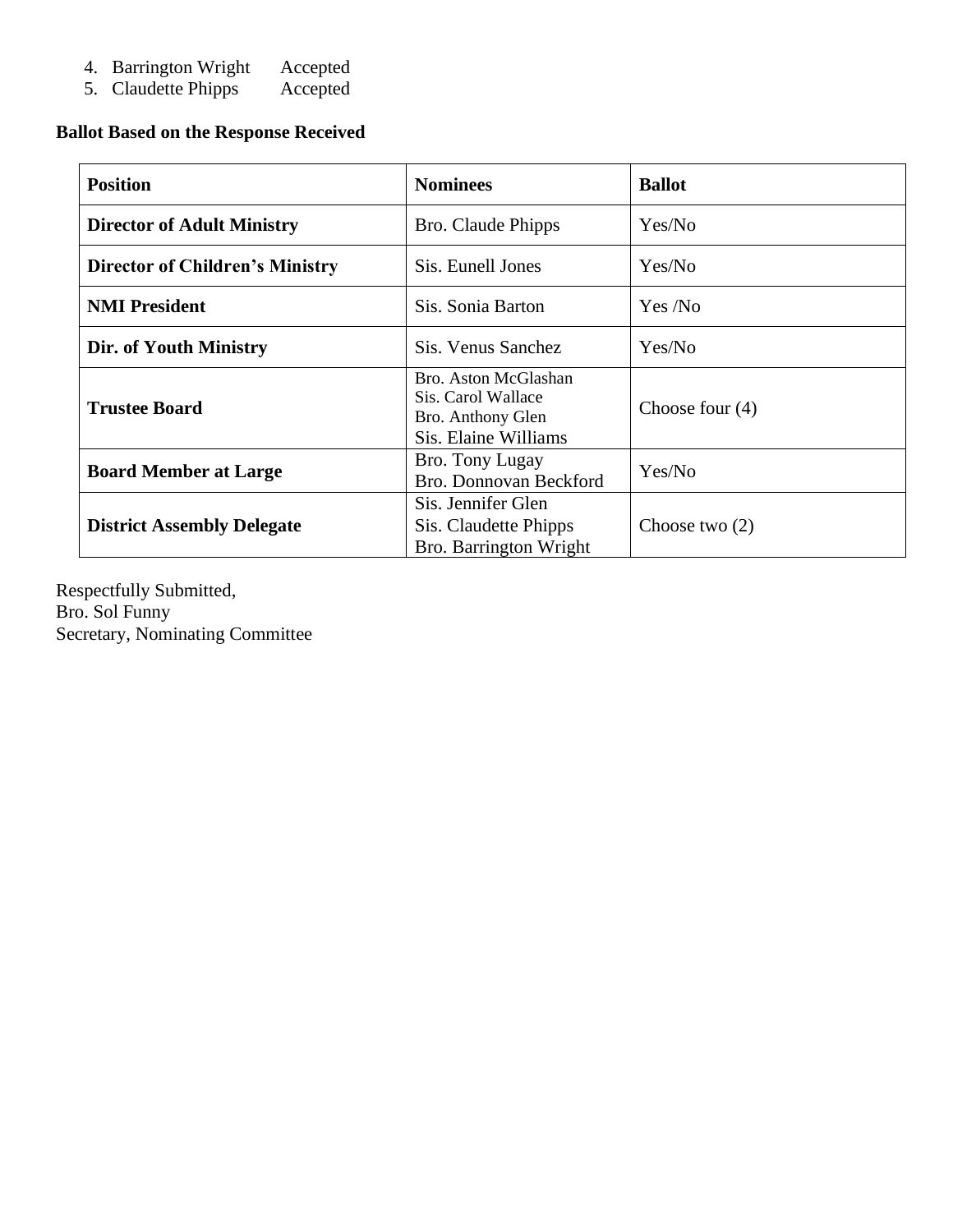4. Barrington Wright  Accepted
5. Claudette Phipps  Accepted

**Ballot Based on the Response Received**

| **Position** | **Nominees** | **Ballot** |
|---|---|---|
| **Director of Adult Ministry** | Bro. Claude Phipps | Yes/No |
| **Director of Children's Ministry** | Sis. Eunell Jones | Yes/No |
| **NMI President** | Sis. Sonia Barton | Yes /No |
| **Dir. of Youth Ministry** | Sis. Venus Sanchez | Yes/No |
| **Trustee Board** | Bro. Aston McGlashan<br>Sis. Carol Wallace<br>Bro. Anthony Glen<br>Sis. Elaine Williams | Choose four (4) |
| **Board Member at Large** | Bro. Tony Lugay<br>Bro. Donnovan Beckford | Yes/No |
| **District Assembly Delegate** | Sis. Jennifer Glen<br>Sis. Claudette Phipps<br>Bro. Barrington Wright | Choose two (2) |

Respectfully Submitted,
Bro. Sol Funny
Secretary, Nominating Committee